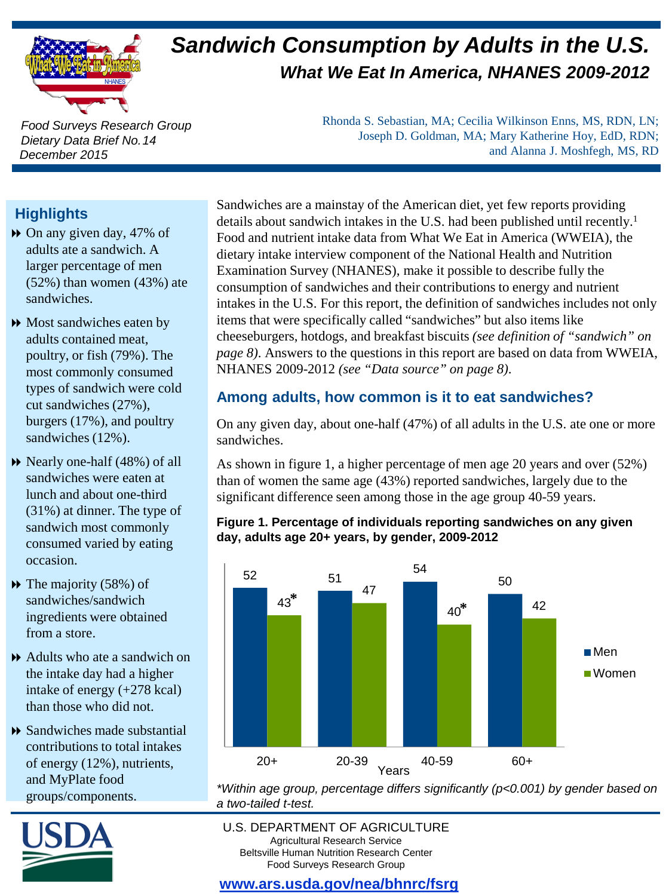# Sandwich Consumption by Adults in the U.S.

## What We Eat In America, NHANES 2009-2012

*Food Surveys Research Group*
*Dietary Data Brief No. 14*
*December 2015*

Rhonda S. Sebastian, MA; Cecilia Wilkinson Enns, MS, RDN, LN; Joseph D. Goldman, MA; Mary Katherine Hoy, EdD, RDN; and Alanna J. Moshfegh, MS, RD

### Highlights

- On any given day, 47% of adults ate a sandwich. A larger percentage of men (52%) than women (43%) ate sandwiches.
- Most sandwiches eaten by adults contained meat, poultry, or fish (79%). The most commonly consumed types of sandwich were cold cut sandwiches (27%), burgers (17%), and poultry sandwiches (12%).
- Nearly one-half (48%) of all sandwiches were eaten at lunch and about one-third (31%) at dinner. The type of sandwich most commonly consumed varied by eating occasion.
- The majority (58%) of sandwiches/sandwich ingredients were obtained from a store.
- Adults who ate a sandwich on the intake day had a higher intake of energy (+278 kcal) than those who did not.
- Sandwiches made substantial contributions to total intakes of energy (12%), nutrients, and MyPlate food groups/components.

Sandwiches are a mainstay of the American diet, yet few reports providing details about sandwich intakes in the U.S. had been published until recently.[1] Food and nutrient intake data from What We Eat in America (WWEIA), the dietary intake interview component of the National Health and Nutrition Examination Survey (NHANES), make it possible to describe fully the consumption of sandwiches and their contributions to energy and nutrient intakes in the U.S. For this report, the definition of sandwiches includes not only items that were specifically called "sandwiches" but also items like cheeseburgers, hotdogs, and breakfast biscuits *(see definition of "sandwich" on page 8).* Answers to the questions in this report are based on data from WWEIA, NHANES 2009-2012 *(see "Data source" on page 8).*

### Among adults, how common is it to eat sandwiches?

On any given day, about one-half (47%) of all adults in the U.S. ate one or more sandwiches.

As shown in figure 1, a higher percentage of men age 20 years and over (52%) than of women the same age (43%) reported sandwiches, largely due to the significant difference seen among those in the age group 40-59 years.

**Figure 1. Percentage of individuals reporting sandwiches on any given day, adults age 20+ years, by gender, 2009-2012**

| Years | Men | Women |
|---|---|---|
| 20+ | 52 | 43* |
| 20-39 | 51 | 47 |
| 40-59 | 54 | 40* |
| 60+ | 50 | 42 |

*\*Within age group, percentage differs significantly (p<0.001) by gender based on a two-tailed t-test.*

U.S. DEPARTMENT OF AGRICULTURE
Agricultural Research Service
Beltsville Human Nutrition Research Center
Food Surveys Research Group

www.ars.usda.gov/nea/bhnrc/fsrg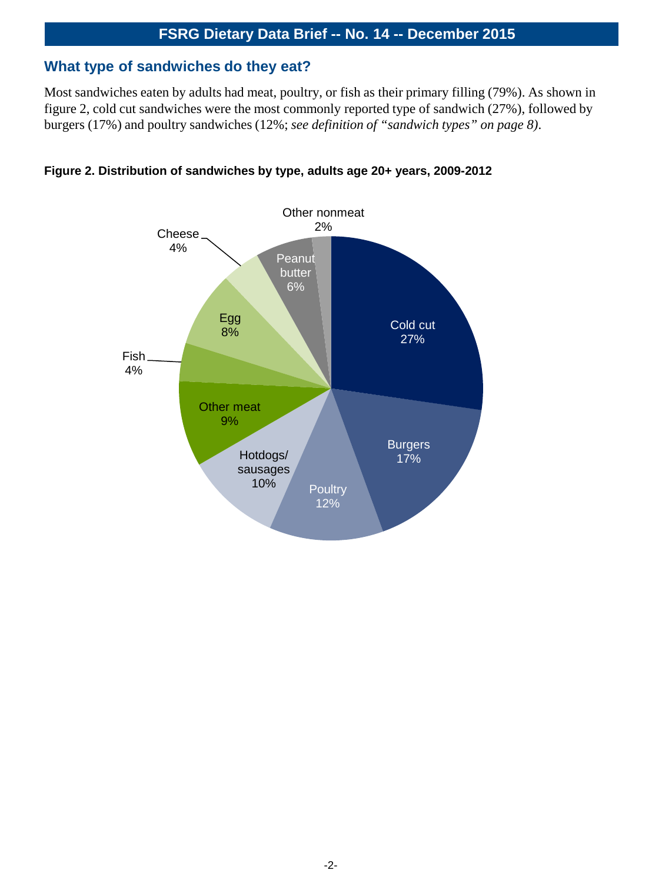## What type of sandwiches do they eat?

Most sandwiches eaten by adults had meat, poultry, or fish as their primary filling (79%). As shown in figure 2, cold cut sandwiches were the most commonly reported type of sandwich (27%), followed by burgers (17%) and poultry sandwiches (12%; *see definition of "sandwich types" on page 8)*.

**Figure 2. Distribution of sandwiches by type, adults age 20+ years, 2009-2012**

| Sandwich type | Percent |
| --- | --- |
| Cold cut | 27% |
| Burgers | 17% |
| Poultry | 12% |
| Hotdogs/ sausages | 10% |
| Other meat | 9% |
| Fish | 4% |
| Egg | 8% |
| Cheese | 4% |
| Peanut butter | 6% |
| Other nonmeat | 2% |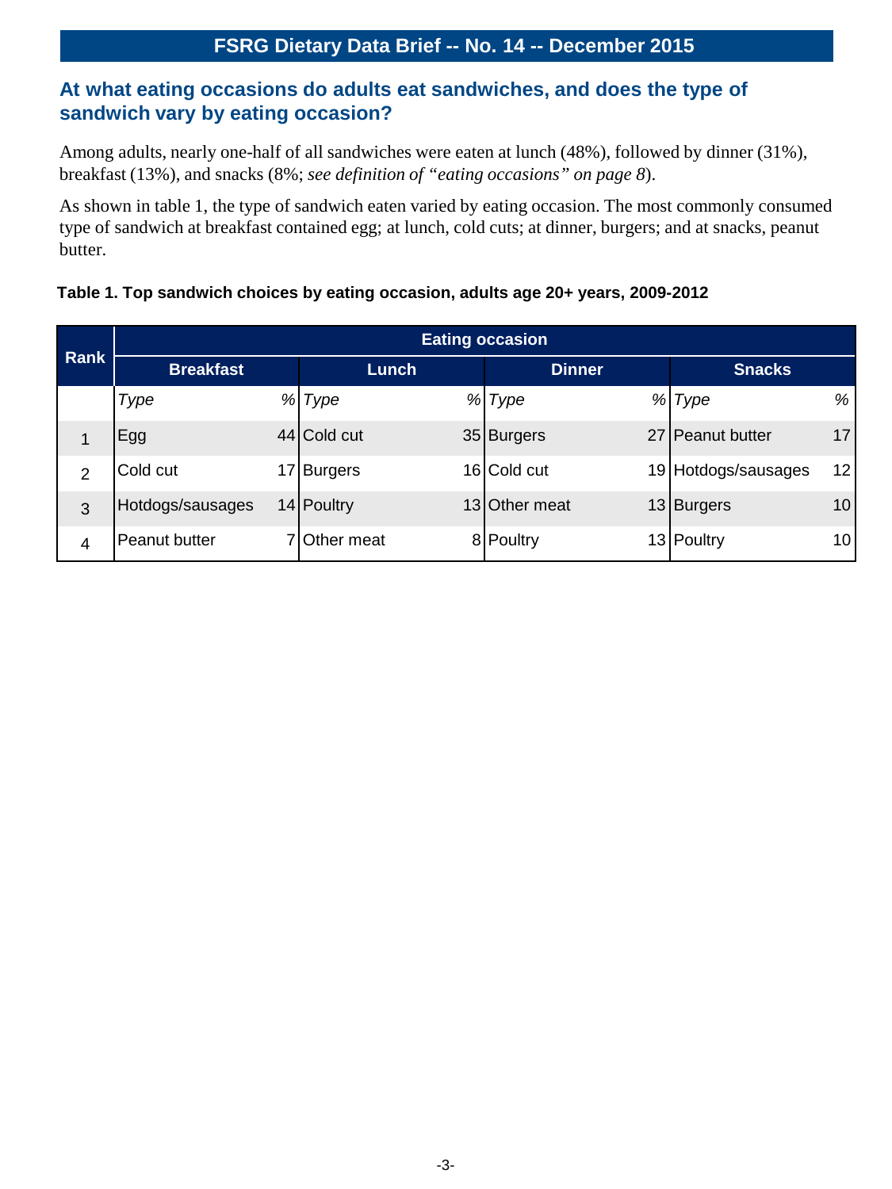## At what eating occasions do adults eat sandwiches, and does the type of sandwich vary by eating occasion?

Among adults, nearly one-half of all sandwiches were eaten at lunch (48%), followed by dinner (31%), breakfast (13%), and snacks (8%; *see definition of "eating occasions" on page 8*).

As shown in table 1, the type of sandwich eaten varied by eating occasion. The most commonly consumed type of sandwich at breakfast contained egg; at lunch, cold cuts; at dinner, burgers; and at snacks, peanut butter.

**Table 1. Top sandwich choices by eating occasion, adults age 20+ years, 2009-2012**

| Rank | Eating occasion | | | | | | | |
|---|---|---|---|---|---|---|---|---|
| | Breakfast | | Lunch | | Dinner | | Snacks | |
| | *Type* | *%* | *Type* | *%* | *Type* | *%* | *Type* | *%* |
| 1 | Egg | 44 | Cold cut | 35 | Burgers | 27 | Peanut butter | 17 |
| 2 | Cold cut | 17 | Burgers | 16 | Cold cut | 19 | Hotdogs/sausages | 12 |
| 3 | Hotdogs/sausages | 14 | Poultry | 13 | Other meat | 13 | Burgers | 10 |
| 4 | Peanut butter | 7 | Other meat | 8 | Poultry | 13 | Poultry | 10 |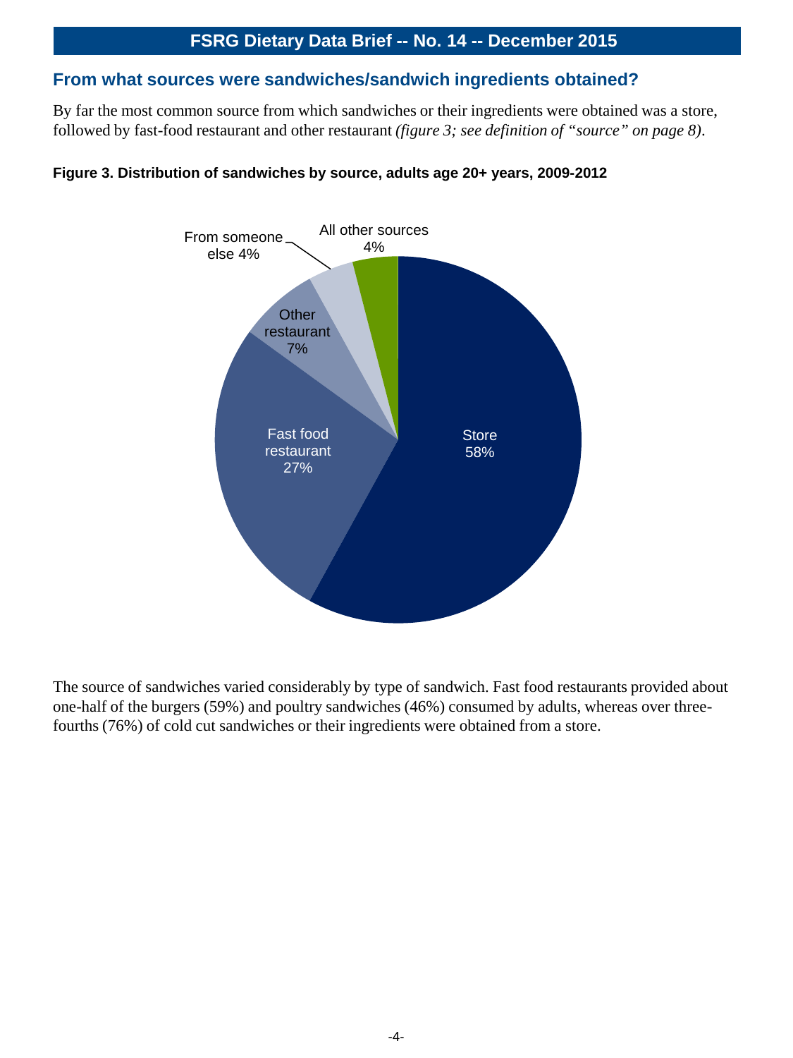## From what sources were sandwiches/sandwich ingredients obtained?

By far the most common source from which sandwiches or their ingredients were obtained was a store, followed by fast-food restaurant and other restaurant *(figure 3; see definition of "source" on page 8)*.

**Figure 3. Distribution of sandwiches by source, adults age 20+ years, 2009-2012**

| Source | Percent |
|---|---|
| Store | 58% |
| Fast food restaurant | 27% |
| Other restaurant | 7% |
| From someone else | 4% |
| All other sources | 4% |

The source of sandwiches varied considerably by type of sandwich. Fast food restaurants provided about one-half of the burgers (59%) and poultry sandwiches (46%) consumed by adults, whereas over three-fourths (76%) of cold cut sandwiches or their ingredients were obtained from a store.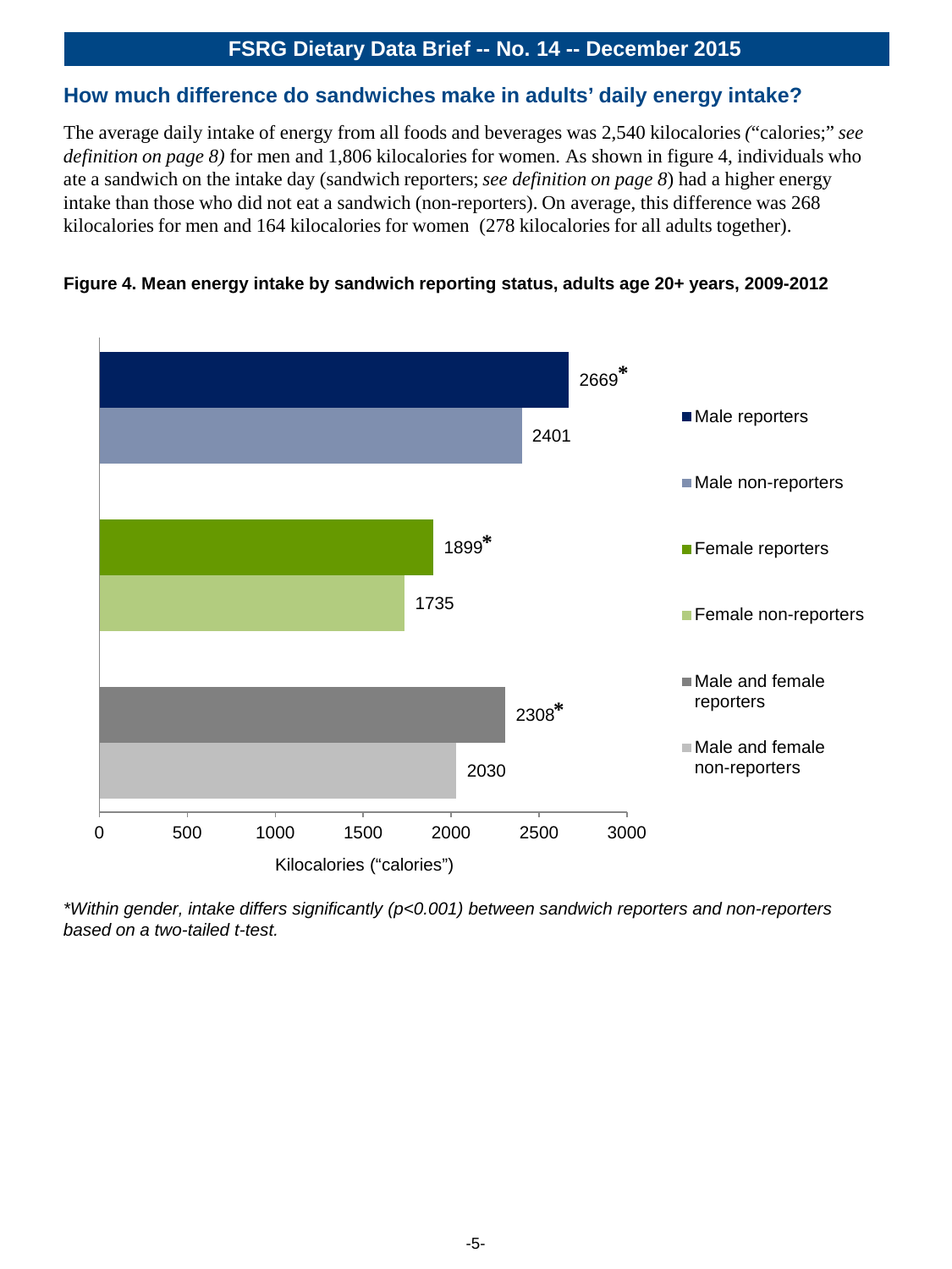**FSRG Dietary Data Brief -- No. 14 -- December 2015**

## How much difference do sandwiches make in adults' daily energy intake?

The average daily intake of energy from all foods and beverages was 2,540 kilocalories *(*"calories;" *see definition on page 8)* for men and 1,806 kilocalories for women. As shown in figure 4, individuals who ate a sandwich on the intake day (sandwich reporters; *see definition on page 8*) had a higher energy intake than those who did not eat a sandwich (non-reporters). On average, this difference was 268 kilocalories for men and 164 kilocalories for women  (278 kilocalories for all adults together).

**Figure 4. Mean energy intake by sandwich reporting status, adults age 20+ years, 2009-2012**

| Group | Kilocalories ("calories") |
|---|---|
| Male reporters | 2669* |
| Male non-reporters | 2401 |
| Female reporters | 1899* |
| Female non-reporters | 1735 |
| Male and female reporters | 2308* |
| Male and female non-reporters | 2030 |

*\*Within gender, intake differs significantly (p<0.001) between sandwich reporters and non-reporters based on a two-tailed t-test.*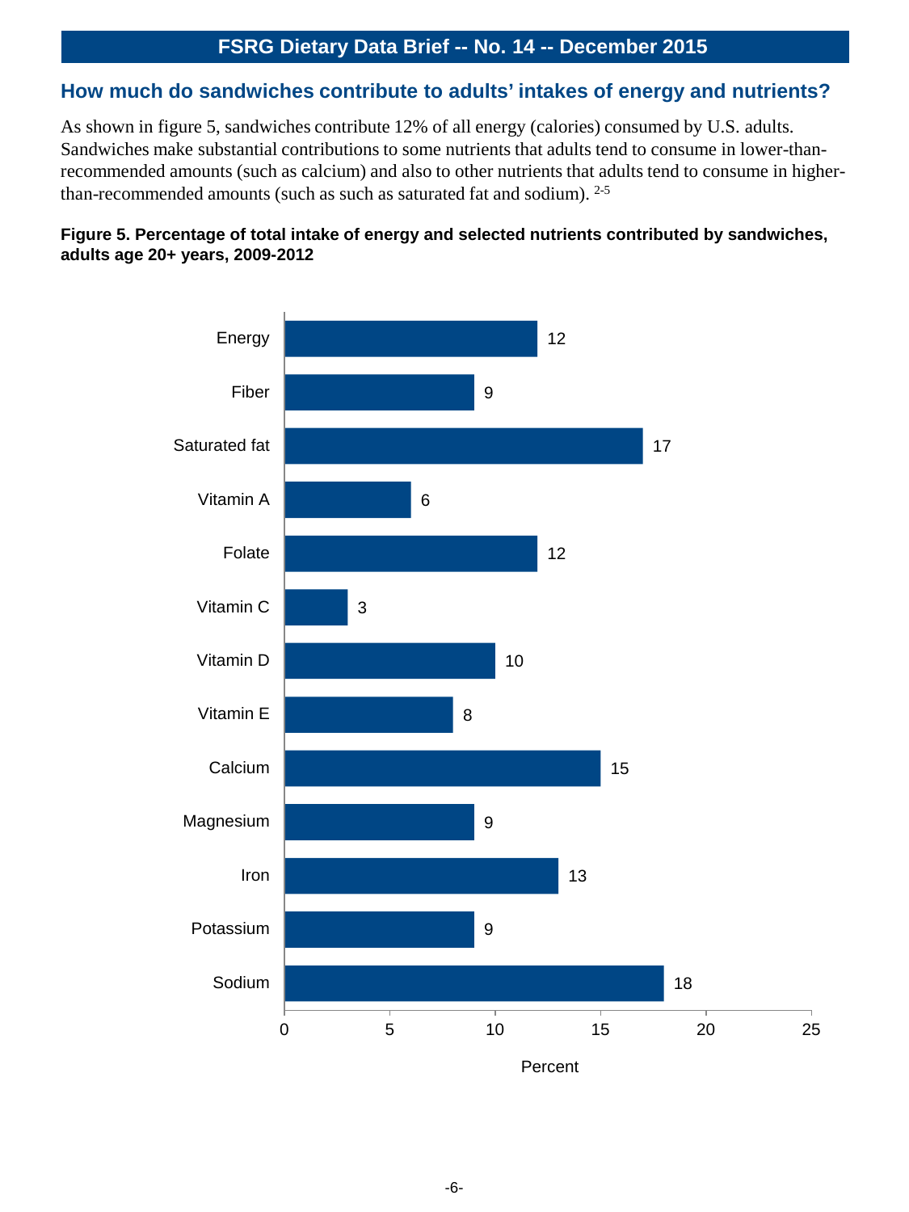## How much do sandwiches contribute to adults' intakes of energy and nutrients?

As shown in figure 5, sandwiches contribute 12% of all energy (calories) consumed by U.S. adults. Sandwiches make substantial contributions to some nutrients that adults tend to consume in lower-than-recommended amounts (such as calcium) and also to other nutrients that adults tend to consume in higher-than-recommended amounts (such as such as saturated fat and sodium). [2-5]

**Figure 5. Percentage of total intake of energy and selected nutrients contributed by sandwiches, adults age 20+ years, 2009-2012**

| Nutrient | Percent |
|---|---|
| Energy | 12 |
| Fiber | 9 |
| Saturated fat | 17 |
| Vitamin A | 6 |
| Folate | 12 |
| Vitamin C | 3 |
| Vitamin D | 10 |
| Vitamin E | 8 |
| Calcium | 15 |
| Magnesium | 9 |
| Iron | 13 |
| Potassium | 9 |
| Sodium | 18 |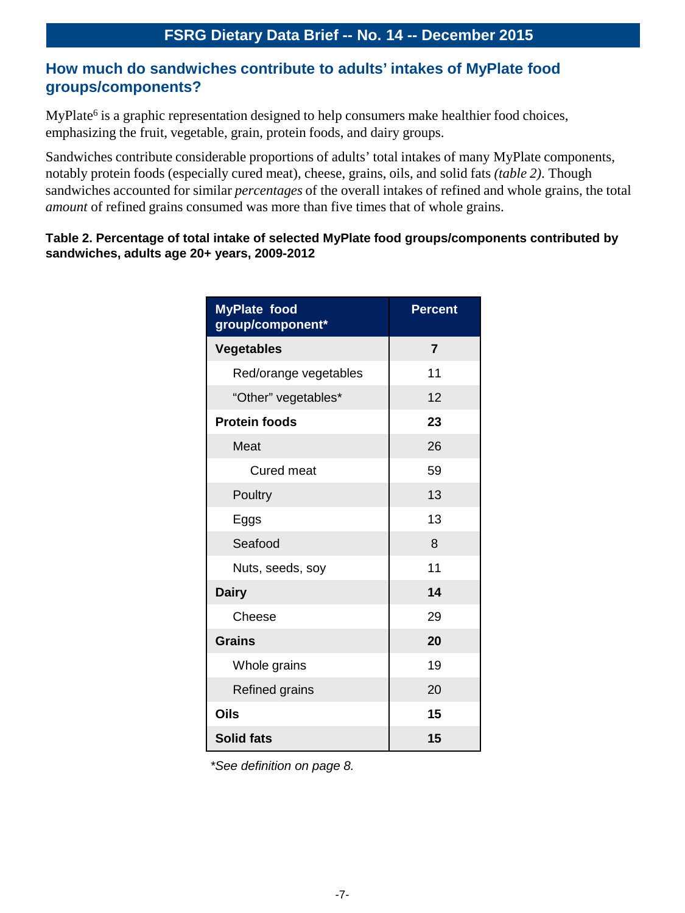## How much do sandwiches contribute to adults' intakes of MyPlate food groups/components?

MyPlate[6] is a graphic representation designed to help consumers make healthier food choices, emphasizing the fruit, vegetable, grain, protein foods, and dairy groups.

Sandwiches contribute considerable proportions of adults' total intakes of many MyPlate components, notably protein foods (especially cured meat), cheese, grains, oils, and solid fats *(table 2)*. Though sandwiches accounted for similar *percentages* of the overall intakes of refined and whole grains, the total *amount* of refined grains consumed was more than five times that of whole grains.

**Table 2. Percentage of total intake of selected MyPlate food groups/components contributed by sandwiches, adults age 20+ years, 2009-2012**

| MyPlate food group/component* | Percent |
|---|---|
| **Vegetables** | **7** |
| Red/orange vegetables | 11 |
| "Other" vegetables* | 12 |
| **Protein foods** | **23** |
| Meat | 26 |
| Cured meat | 59 |
| Poultry | 13 |
| Eggs | 13 |
| Seafood | 8 |
| Nuts, seeds, soy | 11 |
| **Dairy** | **14** |
| Cheese | 29 |
| **Grains** | **20** |
| Whole grains | 19 |
| Refined grains | 20 |
| **Oils** | **15** |
| **Solid fats** | **15** |

*\*See definition on page 8.*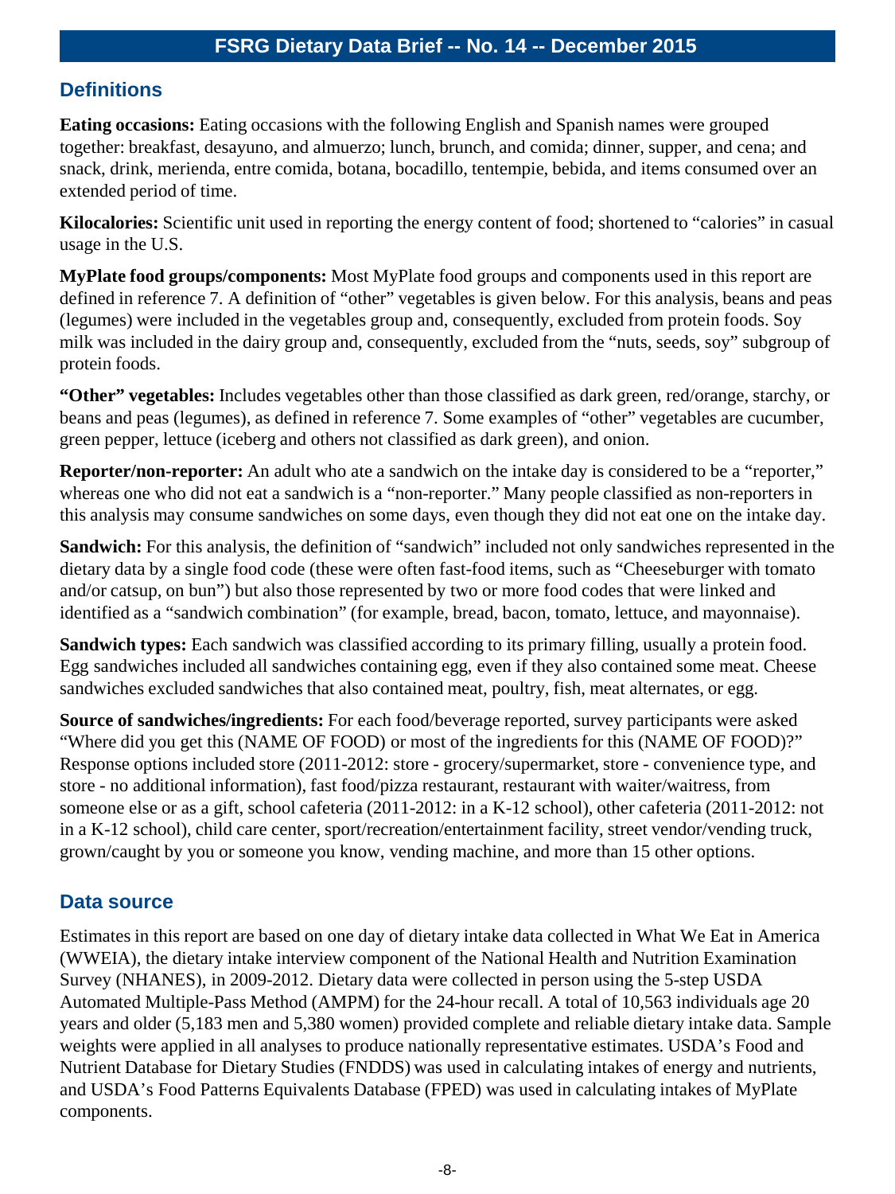## Definitions

**Eating occasions:** Eating occasions with the following English and Spanish names were grouped together: breakfast, desayuno, and almuerzo; lunch, brunch, and comida; dinner, supper, and cena; and snack, drink, merienda, entre comida, botana, bocadillo, tentempie, bebida, and items consumed over an extended period of time.

**Kilocalories:** Scientific unit used in reporting the energy content of food; shortened to "calories" in casual usage in the U.S.

**MyPlate food groups/components:** Most MyPlate food groups and components used in this report are defined in reference 7. A definition of "other" vegetables is given below. For this analysis, beans and peas (legumes) were included in the vegetables group and, consequently, excluded from protein foods. Soy milk was included in the dairy group and, consequently, excluded from the "nuts, seeds, soy" subgroup of protein foods.

**"Other" vegetables:** Includes vegetables other than those classified as dark green, red/orange, starchy, or beans and peas (legumes), as defined in reference 7. Some examples of "other" vegetables are cucumber, green pepper, lettuce (iceberg and others not classified as dark green), and onion.

**Reporter/non-reporter:** An adult who ate a sandwich on the intake day is considered to be a "reporter," whereas one who did not eat a sandwich is a "non-reporter." Many people classified as non-reporters in this analysis may consume sandwiches on some days, even though they did not eat one on the intake day.

**Sandwich:** For this analysis, the definition of "sandwich" included not only sandwiches represented in the dietary data by a single food code (these were often fast-food items, such as "Cheeseburger with tomato and/or catsup, on bun") but also those represented by two or more food codes that were linked and identified as a "sandwich combination" (for example, bread, bacon, tomato, lettuce, and mayonnaise).

**Sandwich types:** Each sandwich was classified according to its primary filling, usually a protein food. Egg sandwiches included all sandwiches containing egg, even if they also contained some meat. Cheese sandwiches excluded sandwiches that also contained meat, poultry, fish, meat alternates, or egg.

**Source of sandwiches/ingredients:** For each food/beverage reported, survey participants were asked "Where did you get this (NAME OF FOOD) or most of the ingredients for this (NAME OF FOOD)?" Response options included store (2011-2012: store - grocery/supermarket, store - convenience type, and store - no additional information), fast food/pizza restaurant, restaurant with waiter/waitress, from someone else or as a gift, school cafeteria (2011-2012: in a K-12 school), other cafeteria (2011-2012: not in a K-12 school), child care center, sport/recreation/entertainment facility, street vendor/vending truck, grown/caught by you or someone you know, vending machine, and more than 15 other options.

## Data source

Estimates in this report are based on one day of dietary intake data collected in What We Eat in America (WWEIA), the dietary intake interview component of the National Health and Nutrition Examination Survey (NHANES), in 2009-2012. Dietary data were collected in person using the 5-step USDA Automated Multiple-Pass Method (AMPM) for the 24-hour recall. A total of 10,563 individuals age 20 years and older (5,183 men and 5,380 women) provided complete and reliable dietary intake data. Sample weights were applied in all analyses to produce nationally representative estimates. USDA's Food and Nutrient Database for Dietary Studies (FNDDS) was used in calculating intakes of energy and nutrients, and USDA's Food Patterns Equivalents Database (FPED) was used in calculating intakes of MyPlate components.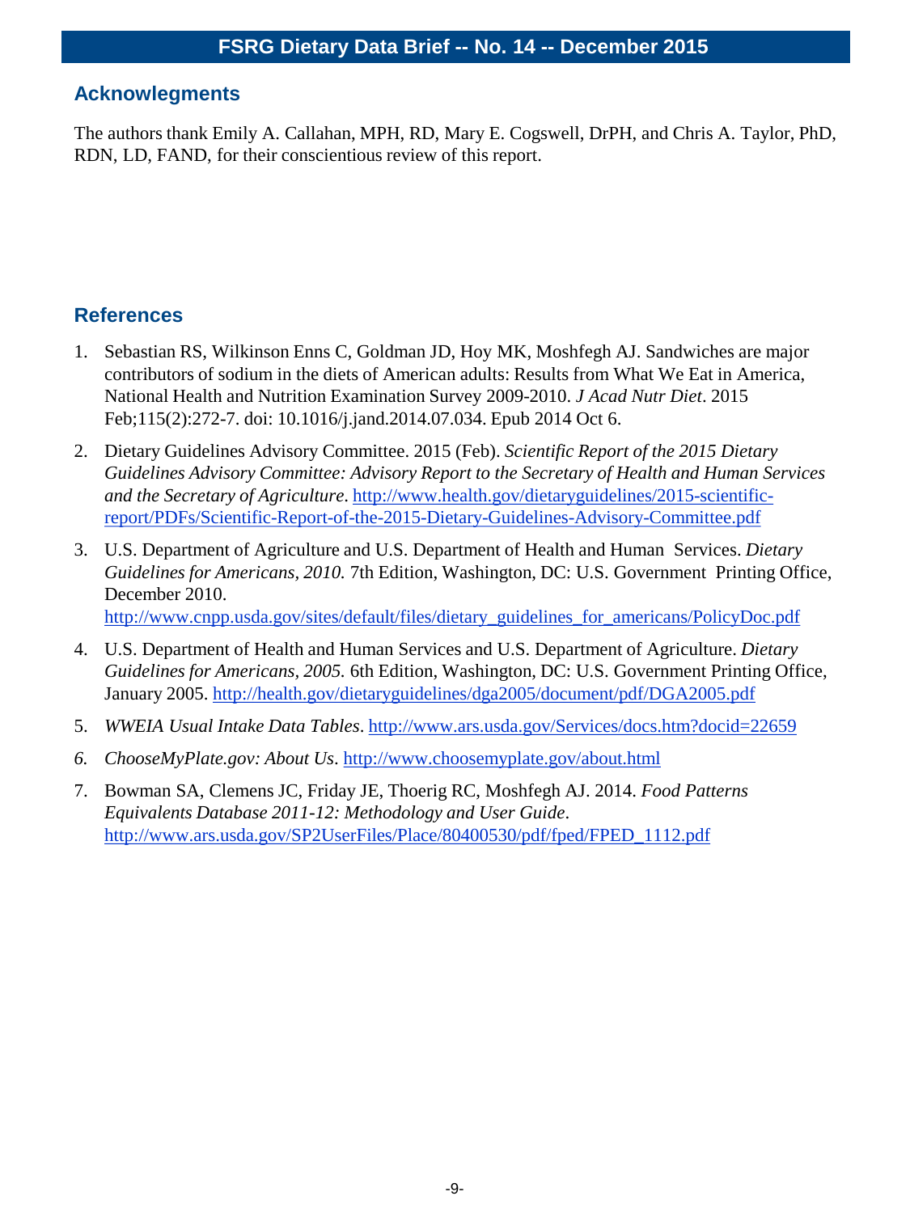## Acknowlegments

The authors thank Emily A. Callahan, MPH, RD, Mary E. Cogswell, DrPH, and Chris A. Taylor, PhD, RDN, LD, FAND, for their conscientious review of this report.

## References

1. Sebastian RS, Wilkinson Enns C, Goldman JD, Hoy MK, Moshfegh AJ. Sandwiches are major contributors of sodium in the diets of American adults: Results from What We Eat in America, National Health and Nutrition Examination Survey 2009-2010. *J Acad Nutr Diet*. 2015 Feb;115(2):272-7. doi: 10.1016/j.jand.2014.07.034. Epub 2014 Oct 6.
2. Dietary Guidelines Advisory Committee. 2015 (Feb). *Scientific Report of the 2015 Dietary Guidelines Advisory Committee: Advisory Report to the Secretary of Health and Human Services and the Secretary of Agriculture*. http://www.health.gov/dietaryguidelines/2015-scientific-report/PDFs/Scientific-Report-of-the-2015-Dietary-Guidelines-Advisory-Committee.pdf
3. U.S. Department of Agriculture and U.S. Department of Health and Human Services. *Dietary Guidelines for Americans, 2010.* 7th Edition, Washington, DC: U.S. Government Printing Office, December 2010. http://www.cnpp.usda.gov/sites/default/files/dietary_guidelines_for_americans/PolicyDoc.pdf
4. U.S. Department of Health and Human Services and U.S. Department of Agriculture. *Dietary Guidelines for Americans, 2005.* 6th Edition, Washington, DC: U.S. Government Printing Office, January 2005. http://health.gov/dietaryguidelines/dga2005/document/pdf/DGA2005.pdf
5. *WWEIA Usual Intake Data Tables*. http://www.ars.usda.gov/Services/docs.htm?docid=22659
6. *ChooseMyPlate.gov: About Us*. http://www.choosemyplate.gov/about.html
7. Bowman SA, Clemens JC, Friday JE, Thoerig RC, Moshfegh AJ. 2014. *Food Patterns Equivalents Database 2011-12: Methodology and User Guide*. http://www.ars.usda.gov/SP2UserFiles/Place/80400530/pdf/fped/FPED_1112.pdf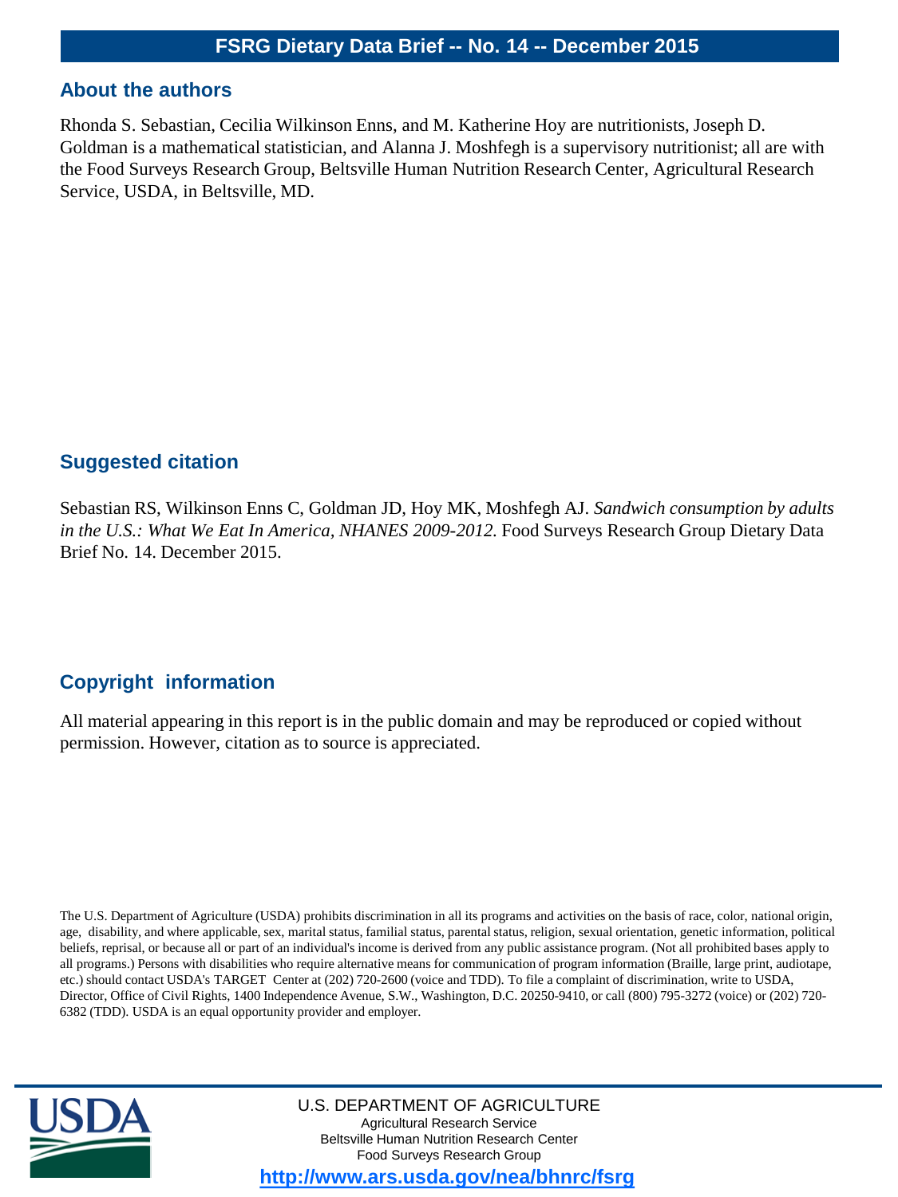## About the authors

Rhonda S. Sebastian, Cecilia Wilkinson Enns, and M. Katherine Hoy are nutritionists, Joseph D. Goldman is a mathematical statistician, and Alanna J. Moshfegh is a supervisory nutritionist; all are with the Food Surveys Research Group, Beltsville Human Nutrition Research Center, Agricultural Research Service, USDA, in Beltsville, MD.

## Suggested citation

Sebastian RS, Wilkinson Enns C, Goldman JD, Hoy MK, Moshfegh AJ. *Sandwich consumption by adults in the U.S.: What We Eat In America, NHANES 2009-2012.* Food Surveys Research Group Dietary Data Brief No. 14. December 2015.

## Copyright information

All material appearing in this report is in the public domain and may be reproduced or copied without permission. However, citation as to source is appreciated.

The U.S. Department of Agriculture (USDA) prohibits discrimination in all its programs and activities on the basis of race, color, national origin, age, disability, and where applicable, sex, marital status, familial status, parental status, religion, sexual orientation, genetic information, political beliefs, reprisal, or because all or part of an individual's income is derived from any public assistance program. (Not all prohibited bases apply to all programs.) Persons with disabilities who require alternative means for communication of program information (Braille, large print, audiotape, etc.) should contact USDA's TARGET Center at (202) 720-2600 (voice and TDD). To file a complaint of discrimination, write to USDA, Director, Office of Civil Rights, 1400 Independence Avenue, S.W., Washington, D.C. 20250-9410, or call (800) 795-3272 (voice) or (202) 720-6382 (TDD). USDA is an equal opportunity provider and employer.

USDA

U.S. DEPARTMENT OF AGRICULTURE
Agricultural Research Service
Beltsville Human Nutrition Research Center
Food Surveys Research Group

**http://www.ars.usda.gov/nea/bhnrc/fsrg**